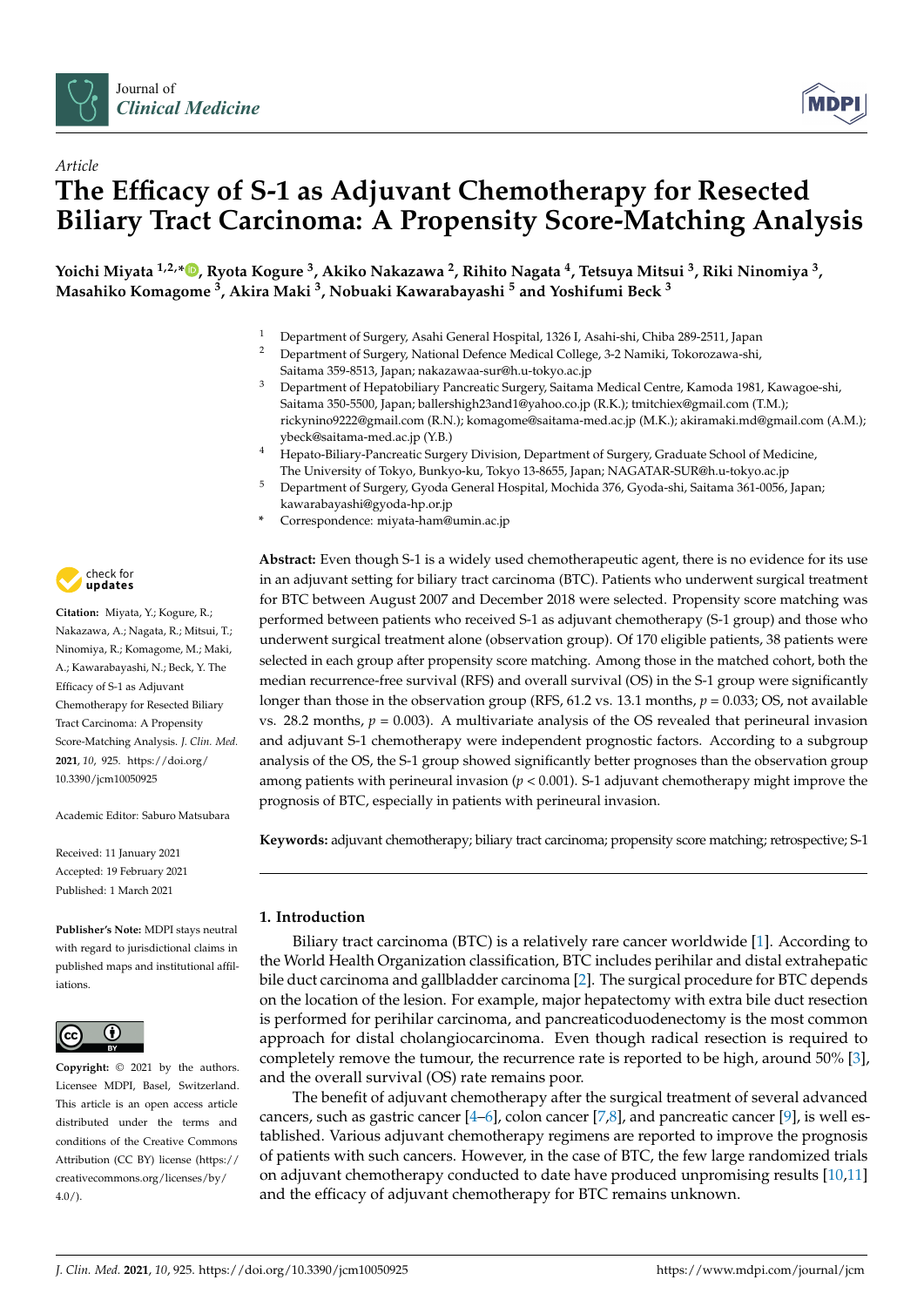*Article*

# The Efficacy of S-1 as Adjuvant Chemotherapy for Resected Biliary Tract Carcinoma: A Propensity Score-Matching Analysis

**Yoichi Miyata [1,2,*], Ryota Kogure [3], Akiko Nakazawa [2], Rihito Nagata [4], Tetsuya Mitsui [3], Riki Ninomiya [3], Masahiko Komagome [3], Akira Maki [3], Nobuaki Kawarabayashi [5] and Yoshifumi Beck [3]**

1. Department of Surgery, Asahi General Hospital, 1326 I, Asahi-shi, Chiba 289-2511, Japan
2. Department of Surgery, National Defence Medical College, 3-2 Namiki, Tokorozawa-shi, Saitama 359-8513, Japan; nakazawaa-sur@h.u-tokyo.ac.jp
3. Department of Hepatobiliary Pancreatic Surgery, Saitama Medical Centre, Kamoda 1981, Kawagoe-shi, Saitama 350-5500, Japan; ballershigh23and1@yahoo.co.jp (R.K.); tmitchiex@gmail.com (T.M.); rickynino9222@gmail.com (R.N.); komagome@saitama-med.ac.jp (M.K.); akiramaki.md@gmail.com (A.M.); ybeck@saitama-med.ac.jp (Y.B.)
4. Hepato-Biliary-Pancreatic Surgery Division, Department of Surgery, Graduate School of Medicine, The University of Tokyo, Bunkyo-ku, Tokyo 13-8655, Japan; NAGATAR-SUR@h.u-tokyo.ac.jp
5. Department of Surgery, Gyoda General Hospital, Mochida 376, Gyoda-shi, Saitama 361-0056, Japan; kawarabayashi@gyoda-hp.or.jp

\* Correspondence: miyata-ham@umin.ac.jp

**Citation:** Miyata, Y.; Kogure, R.; Nakazawa, A.; Nagata, R.; Mitsui, T.; Ninomiya, R.; Komagome, M.; Maki, A.; Kawarabayashi, N.; Beck, Y. The Efficacy of S-1 as Adjuvant Chemotherapy for Resected Biliary Tract Carcinoma: A Propensity Score-Matching Analysis. *J. Clin. Med.* **2021**, *10*, 925. https://doi.org/10.3390/jcm10050925

Academic Editor: Saburo Matsubara

Received: 11 January 2021
Accepted: 19 February 2021
Published: 1 March 2021

**Publisher's Note:** MDPI stays neutral with regard to jurisdictional claims in published maps and institutional affiliations.

**Copyright:** © 2021 by the authors. Licensee MDPI, Basel, Switzerland. This article is an open access article distributed under the terms and conditions of the Creative Commons Attribution (CC BY) license (https://creativecommons.org/licenses/by/4.0/).

**Abstract:** Even though S-1 is a widely used chemotherapeutic agent, there is no evidence for its use in an adjuvant setting for biliary tract carcinoma (BTC). Patients who underwent surgical treatment for BTC between August 2007 and December 2018 were selected. Propensity score matching was performed between patients who received S-1 as adjuvant chemotherapy (S-1 group) and those who underwent surgical treatment alone (observation group). Of 170 eligible patients, 38 patients were selected in each group after propensity score matching. Among those in the matched cohort, both the median recurrence-free survival (RFS) and overall survival (OS) in the S-1 group were significantly longer than those in the observation group (RFS, 61.2 vs. 13.1 months, $p = 0.033$; OS, not available vs. 28.2 months, $p = 0.003$). A multivariate analysis of the OS revealed that perineural invasion and adjuvant S-1 chemotherapy were independent prognostic factors. According to a subgroup analysis of the OS, the S-1 group showed significantly better prognoses than the observation group among patients with perineural invasion ($p < 0.001$). S-1 adjuvant chemotherapy might improve the prognosis of BTC, especially in patients with perineural invasion.

**Keywords:** adjuvant chemotherapy; biliary tract carcinoma; propensity score matching; retrospective; S-1

## 1. Introduction

Biliary tract carcinoma (BTC) is a relatively rare cancer worldwide [1]. According to the World Health Organization classification, BTC includes perihilar and distal extrahepatic bile duct carcinoma and gallbladder carcinoma [2]. The surgical procedure for BTC depends on the location of the lesion. For example, major hepatectomy with extra bile duct resection is performed for perihilar carcinoma, and pancreaticoduodenectomy is the most common approach for distal cholangiocarcinoma. Even though radical resection is required to completely remove the tumour, the recurrence rate is reported to be high, around 50% [3], and the overall survival (OS) rate remains poor.

The benefit of adjuvant chemotherapy after the surgical treatment of several advanced cancers, such as gastric cancer [4–6], colon cancer [7,8], and pancreatic cancer [9], is well established. Various adjuvant chemotherapy regimens are reported to improve the prognosis of patients with such cancers. However, in the case of BTC, the few large randomized trials on adjuvant chemotherapy conducted to date have produced unpromising results [10,11] and the efficacy of adjuvant chemotherapy for BTC remains unknown.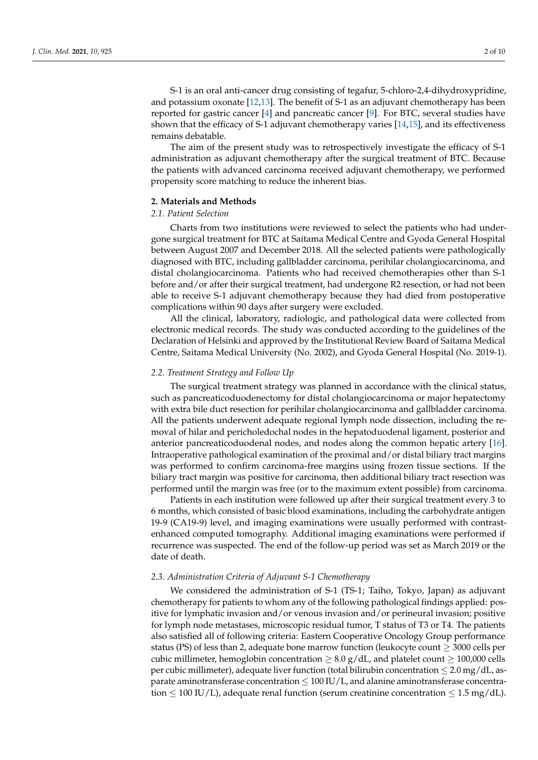S-1 is an oral anti-cancer drug consisting of tegafur, 5-chloro-2,4-dihydroxypridine, and potassium oxonate [12,13]. The benefit of S-1 as an adjuvant chemotherapy has been reported for gastric cancer [4] and pancreatic cancer [9]. For BTC, several studies have shown that the efficacy of S-1 adjuvant chemotherapy varies [14,15], and its effectiveness remains debatable.

The aim of the present study was to retrospectively investigate the efficacy of S-1 administration as adjuvant chemotherapy after the surgical treatment of BTC. Because the patients with advanced carcinoma received adjuvant chemotherapy, we performed propensity score matching to reduce the inherent bias.

## 2. Materials and Methods

### 2.1. Patient Selection

Charts from two institutions were reviewed to select the patients who had undergone surgical treatment for BTC at Saitama Medical Centre and Gyoda General Hospital between August 2007 and December 2018. All the selected patients were pathologically diagnosed with BTC, including gallbladder carcinoma, perihilar cholangiocarcinoma, and distal cholangiocarcinoma. Patients who had received chemotherapies other than S-1 before and/or after their surgical treatment, had undergone R2 resection, or had not been able to receive S-1 adjuvant chemotherapy because they had died from postoperative complications within 90 days after surgery were excluded.

All the clinical, laboratory, radiologic, and pathological data were collected from electronic medical records. The study was conducted according to the guidelines of the Declaration of Helsinki and approved by the Institutional Review Board of Saitama Medical Centre, Saitama Medical University (No. 2002), and Gyoda General Hospital (No. 2019-1).

### 2.2. Treatment Strategy and Follow Up

The surgical treatment strategy was planned in accordance with the clinical status, such as pancreaticoduodenectomy for distal cholangiocarcinoma or major hepatectomy with extra bile duct resection for perihilar cholangiocarcinoma and gallbladder carcinoma. All the patients underwent adequate regional lymph node dissection, including the removal of hilar and pericholedochal nodes in the hepatoduodenal ligament, posterior and anterior pancreaticoduodenal nodes, and nodes along the common hepatic artery [16]. Intraoperative pathological examination of the proximal and/or distal biliary tract margins was performed to confirm carcinoma-free margins using frozen tissue sections. If the biliary tract margin was positive for carcinoma, then additional biliary tract resection was performed until the margin was free (or to the maximum extent possible) from carcinoma.

Patients in each institution were followed up after their surgical treatment every 3 to 6 months, which consisted of basic blood examinations, including the carbohydrate antigen 19-9 (CA19-9) level, and imaging examinations were usually performed with contrast-enhanced computed tomography. Additional imaging examinations were performed if recurrence was suspected. The end of the follow-up period was set as March 2019 or the date of death.

### 2.3. Administration Criteria of Adjuvant S-1 Chemotherapy

We considered the administration of S-1 (TS-1; Taiho, Tokyo, Japan) as adjuvant chemotherapy for patients to whom any of the following pathological findings applied: positive for lymphatic invasion and/or venous invasion and/or perineural invasion; positive for lymph node metastases, microscopic residual tumor, T status of T3 or T4. The patients also satisfied all of following criteria: Eastern Cooperative Oncology Group performance status (PS) of less than 2, adequate bone marrow function (leukocyte count $\geq$ 3000 cells per cubic millimeter, hemoglobin concentration $\geq$ 8.0 g/dL, and platelet count $\geq$ 100,000 cells per cubic millimeter), adequate liver function (total bilirubin concentration $\leq$ 2.0 mg/dL, asparate aminotransferase concentration $\leq$ 100 IU/L, and alanine aminotransferase concentration $\leq$ 100 IU/L), adequate renal function (serum creatinine concentration $\leq$ 1.5 mg/dL).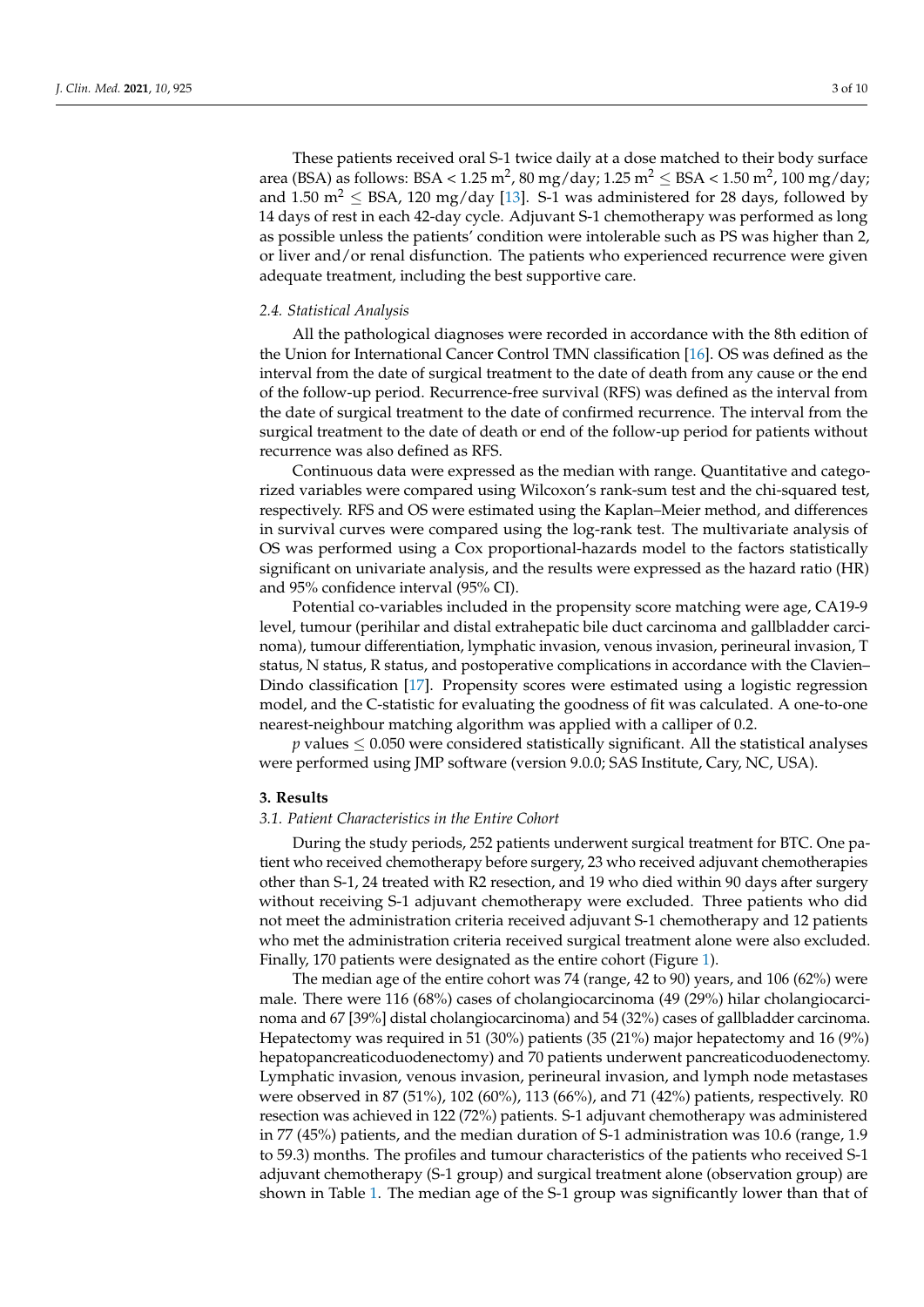These patients received oral S-1 twice daily at a dose matched to their body surface area (BSA) as follows: BSA < 1.25 $m^2$, 80 mg/day; 1.25 $m^2$ ≤ BSA < 1.50 $m^2$, 100 mg/day; and 1.50 $m^2$ ≤ BSA, 120 mg/day [13]. S-1 was administered for 28 days, followed by 14 days of rest in each 42-day cycle. Adjuvant S-1 chemotherapy was performed as long as possible unless the patients' condition were intolerable such as PS was higher than 2, or liver and/or renal disfunction. The patients who experienced recurrence were given adequate treatment, including the best supportive care.

### 2.4. Statistical Analysis

All the pathological diagnoses were recorded in accordance with the 8th edition of the Union for International Cancer Control TMN classification [16]. OS was defined as the interval from the date of surgical treatment to the date of death from any cause or the end of the follow-up period. Recurrence-free survival (RFS) was defined as the interval from the date of surgical treatment to the date of confirmed recurrence. The interval from the surgical treatment to the date of death or end of the follow-up period for patients without recurrence was also defined as RFS.

Continuous data were expressed as the median with range. Quantitative and categorized variables were compared using Wilcoxon's rank-sum test and the chi-squared test, respectively. RFS and OS were estimated using the Kaplan–Meier method, and differences in survival curves were compared using the log-rank test. The multivariate analysis of OS was performed using a Cox proportional-hazards model to the factors statistically significant on univariate analysis, and the results were expressed as the hazard ratio (HR) and 95% confidence interval (95% CI).

Potential co-variables included in the propensity score matching were age, CA19-9 level, tumour (perihilar and distal extrahepatic bile duct carcinoma and gallbladder carcinoma), tumour differentiation, lymphatic invasion, venous invasion, perineural invasion, T status, N status, R status, and postoperative complications in accordance with the Clavien–Dindo classification [17]. Propensity scores were estimated using a logistic regression model, and the C-statistic for evaluating the goodness of fit was calculated. A one-to-one nearest-neighbour matching algorithm was applied with a calliper of 0.2.

$p$ values ≤ 0.050 were considered statistically significant. All the statistical analyses were performed using JMP software (version 9.0.0; SAS Institute, Cary, NC, USA).

## 3. Results

### 3.1. Patient Characteristics in the Entire Cohort

During the study periods, 252 patients underwent surgical treatment for BTC. One patient who received chemotherapy before surgery, 23 who received adjuvant chemotherapies other than S-1, 24 treated with R2 resection, and 19 who died within 90 days after surgery without receiving S-1 adjuvant chemotherapy were excluded. Three patients who did not meet the administration criteria received adjuvant S-1 chemotherapy and 12 patients who met the administration criteria received surgical treatment alone were also excluded. Finally, 170 patients were designated as the entire cohort (Figure 1).

The median age of the entire cohort was 74 (range, 42 to 90) years, and 106 (62%) were male. There were 116 (68%) cases of cholangiocarcinoma (49 (29%) hilar cholangiocarcinoma and 67 [39%] distal cholangiocarcinoma) and 54 (32%) cases of gallbladder carcinoma. Hepatectomy was required in 51 (30%) patients (35 (21%) major hepatectomy and 16 (9%) hepatopancreaticoduodenectomy) and 70 patients underwent pancreaticoduodenectomy. Lymphatic invasion, venous invasion, perineural invasion, and lymph node metastases were observed in 87 (51%), 102 (60%), 113 (66%), and 71 (42%) patients, respectively. R0 resection was achieved in 122 (72%) patients. S-1 adjuvant chemotherapy was administered in 77 (45%) patients, and the median duration of S-1 administration was 10.6 (range, 1.9 to 59.3) months. The profiles and tumour characteristics of the patients who received S-1 adjuvant chemotherapy (S-1 group) and surgical treatment alone (observation group) are shown in Table 1. The median age of the S-1 group was significantly lower than that of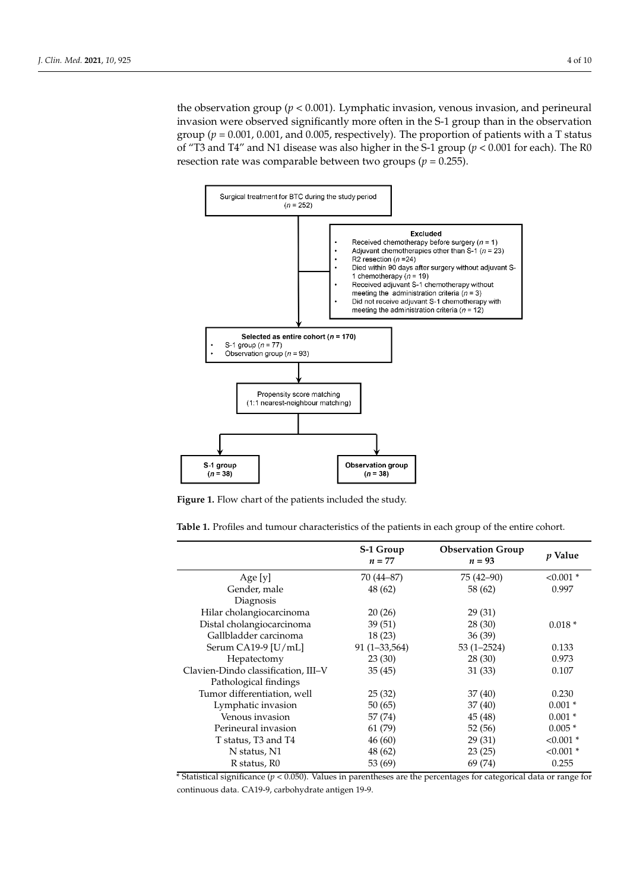the observation group ($p < 0.001$). Lymphatic invasion, venous invasion, and perineural invasion were observed significantly more often in the S-1 group than in the observation group ($p = 0.001$, 0.001, and 0.005, respectively). The proportion of patients with a T status of "T3 and T4" and N1 disease was also higher in the S-1 group ($p < 0.001$ for each). The R0 resection rate was comparable between two groups ($p = 0.255$).

Surgical treatment for BTC during the study period
($n$ = 252)

Excluded
- Received chemotherapy before surgery ($n$ = 1)
- Adjuvant chemotherapies other than S-1 ($n$ = 23)
- R2 resection ($n$ =24)
- Died within 90 days after surgery without adjuvant S-1 chemotherapy ($n$ = 19)
- Received adjuvant S-1 chemotherapy without meeting the administration criteria ($n$ = 3)
- Did not receive adjuvant S-1 chemotherapy with meeting the administration criteria ($n$ = 12)

Selected as entire cohort ($n$ = 170)
- S-1 group ($n$ = 77)
- Observation group ($n$ = 93)

Propensity score matching
(1:1 nearest-neighbour matching)

S-1 group
($n$ = 38)

Observation group
($n$ = 38)

**Figure 1.** Flow chart of the patients included the study.

**Table 1.** Profiles and tumour characteristics of the patients in each group of the entire cohort.

| | S-1 Group $n = 77$ | Observation Group $n = 93$ | $p$ Value |
|---|---|---|---|
| Age [y] | 70 (44–87) | 75 (42–90) | <0.001 * |
| Gender, male | 48 (62) | 58 (62) | 0.997 |
| Diagnosis | | | |
| Hilar cholangiocarcinoma | 20 (26) | 29 (31) | |
| Distal cholangiocarcinoma | 39 (51) | 28 (30) | 0.018 * |
| Gallbladder carcinoma | 18 (23) | 36 (39) | |
| Serum CA19-9 [U/mL] | 91 (1–33,564) | 53 (1–2524) | 0.133 |
| Hepatectomy | 23 (30) | 28 (30) | 0.973 |
| Clavien-Dindo classification, III–V | 35 (45) | 31 (33) | 0.107 |
| Pathological findings | | | |
| Tumor differentiation, well | 25 (32) | 37 (40) | 0.230 |
| Lymphatic invasion | 50 (65) | 37 (40) | 0.001 * |
| Venous invasion | 57 (74) | 45 (48) | 0.001 * |
| Perineural invasion | 61 (79) | 52 (56) | 0.005 * |
| T status, T3 and T4 | 46 (60) | 29 (31) | <0.001 * |
| N status, N1 | 48 (62) | 23 (25) | <0.001 * |
| R status, R0 | 53 (69) | 69 (74) | 0.255 |

* Statistical significance ($p < 0.050$). Values in parentheses are the percentages for categorical data or range for continuous data. CA19-9, carbohydrate antigen 19-9.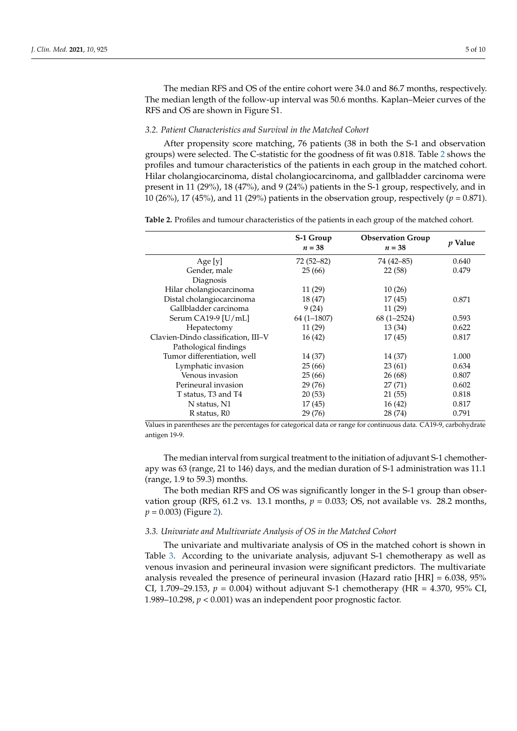The median RFS and OS of the entire cohort were 34.0 and 86.7 months, respectively. The median length of the follow-up interval was 50.6 months. Kaplan–Meier curves of the RFS and OS are shown in Figure S1.

### *3.2. Patient Characteristics and Survival in the Matched Cohort*

After propensity score matching, 76 patients (38 in both the S-1 and observation groups) were selected. The C-statistic for the goodness of fit was 0.818. Table 2 shows the profiles and tumour characteristics of the patients in each group in the matched cohort. Hilar cholangiocarcinoma, distal cholangiocarcinoma, and gallbladder carcinoma were present in 11 (29%), 18 (47%), and 9 (24%) patients in the S-1 group, respectively, and in 10 (26%), 17 (45%), and 11 (29%) patients in the observation group, respectively ($p = 0.871$).

**Table 2.** Profiles and tumour characteristics of the patients in each group of the matched cohort.

| | S-1 Group $n = 38$ | Observation Group $n = 38$ | *p* Value |
|---|---|---|---|
| Age [y] | 72 (52–82) | 74 (42–85) | 0.640 |
| Gender, male | 25 (66) | 22 (58) | 0.479 |
| Diagnosis | | | |
| Hilar cholangiocarcinoma | 11 (29) | 10 (26) | |
| Distal cholangiocarcinoma | 18 (47) | 17 (45) | 0.871 |
| Gallbladder carcinoma | 9 (24) | 11 (29) | |
| Serum CA19-9 [U/mL] | 64 (1–1807) | 68 (1–2524) | 0.593 |
| Hepatectomy | 11 (29) | 13 (34) | 0.622 |
| Clavien-Dindo classification, III–V | 16 (42) | 17 (45) | 0.817 |
| Pathological findings | | | |
| Tumor differentiation, well | 14 (37) | 14 (37) | 1.000 |
| Lymphatic invasion | 25 (66) | 23 (61) | 0.634 |
| Venous invasion | 25 (66) | 26 (68) | 0.807 |
| Perineural invasion | 29 (76) | 27 (71) | 0.602 |
| T status, T3 and T4 | 20 (53) | 21 (55) | 0.818 |
| N status, N1 | 17 (45) | 16 (42) | 0.817 |
| R status, R0 | 29 (76) | 28 (74) | 0.791 |

Values in parentheses are the percentages for categorical data or range for continuous data. CA19-9, carbohydrate antigen 19-9.

The median interval from surgical treatment to the initiation of adjuvant S-1 chemotherapy was 63 (range, 21 to 146) days, and the median duration of S-1 administration was 11.1 (range, 1.9 to 59.3) months.

The both median RFS and OS was significantly longer in the S-1 group than observation group (RFS, 61.2 vs. 13.1 months, $p = 0.033$; OS, not available vs. 28.2 months, $p = 0.003$) (Figure 2).

### *3.3. Univariate and Multivariate Analysis of OS in the Matched Cohort*

The univariate and multivariate analysis of OS in the matched cohort is shown in Table 3. According to the univariate analysis, adjuvant S-1 chemotherapy as well as venous invasion and perineural invasion were significant predictors. The multivariate analysis revealed the presence of perineural invasion (Hazard ratio [HR] = 6.038, 95% CI, 1.709–29.153, $p = 0.004$) without adjuvant S-1 chemotherapy (HR = 4.370, 95% CI, 1.989–10.298, $p < 0.001$) was an independent poor prognostic factor.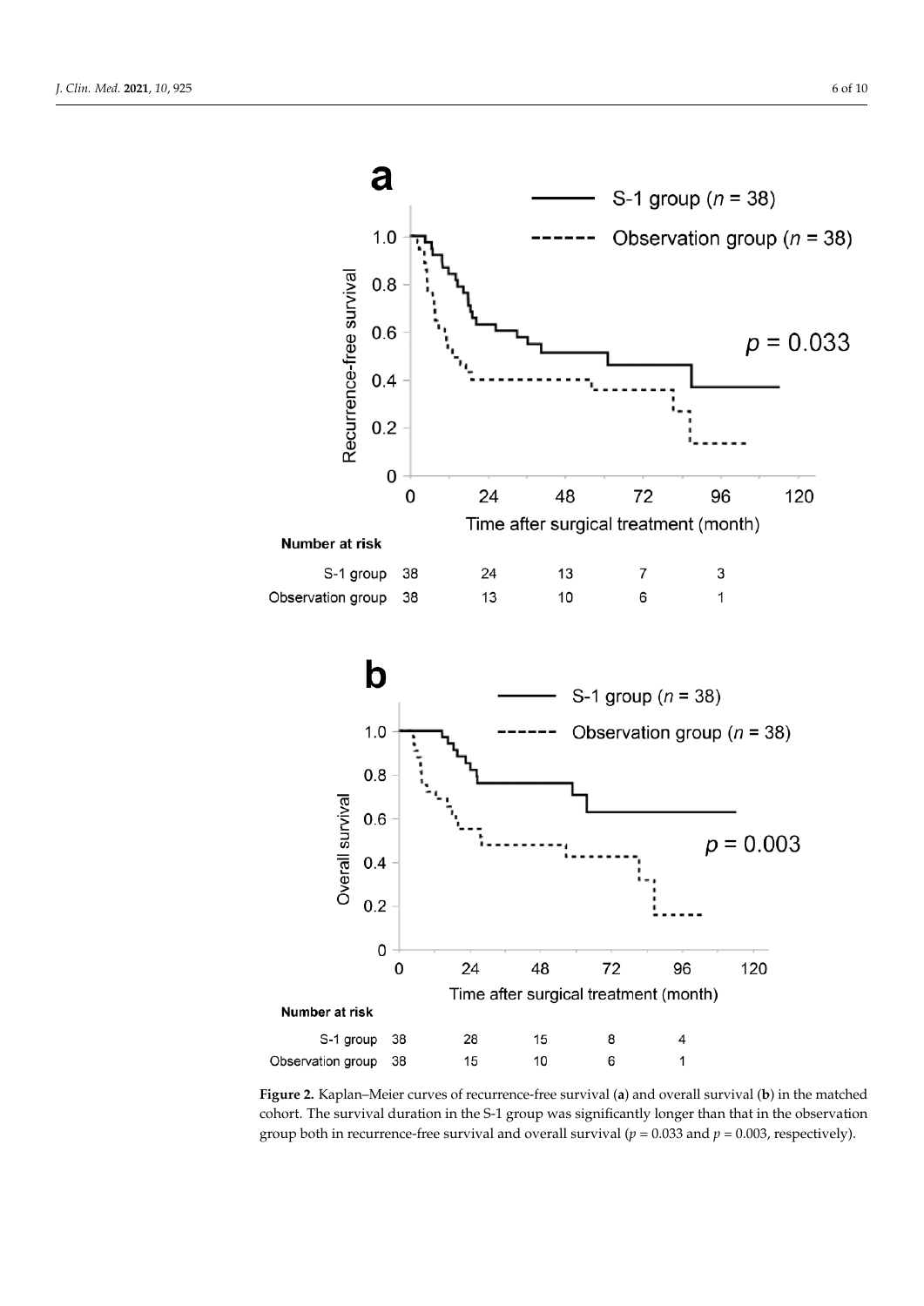a

S-1 group ($n$ = 38)

Observation group ($n$ = 38)

Recurrence-free survival

1.0

0.8

0.6

0.4

0.2

0

$p$ = 0.033

0 24 48 72 96 120

Time after surgical treatment (month)

Number at risk

S-1 group 38 24 13 7 3

Observation group 38 13 10 6 1

b

S-1 group ($n$ = 38)

Observation group ($n$ = 38)

Overall survival

1.0

0.8

0.6

0.4

0.2

0

$p$ = 0.003

0 24 48 72 96 120

Time after surgical treatment (month)

Number at risk

S-1 group 38 28 15 8 4

Observation group 38 15 10 6 1

**Figure 2.** Kaplan–Meier curves of recurrence-free survival (**a**) and overall survival (**b**) in the matched cohort. The survival duration in the S-1 group was significantly longer than that in the observation group both in recurrence-free survival and overall survival ($p = 0.033$ and $p = 0.003$, respectively).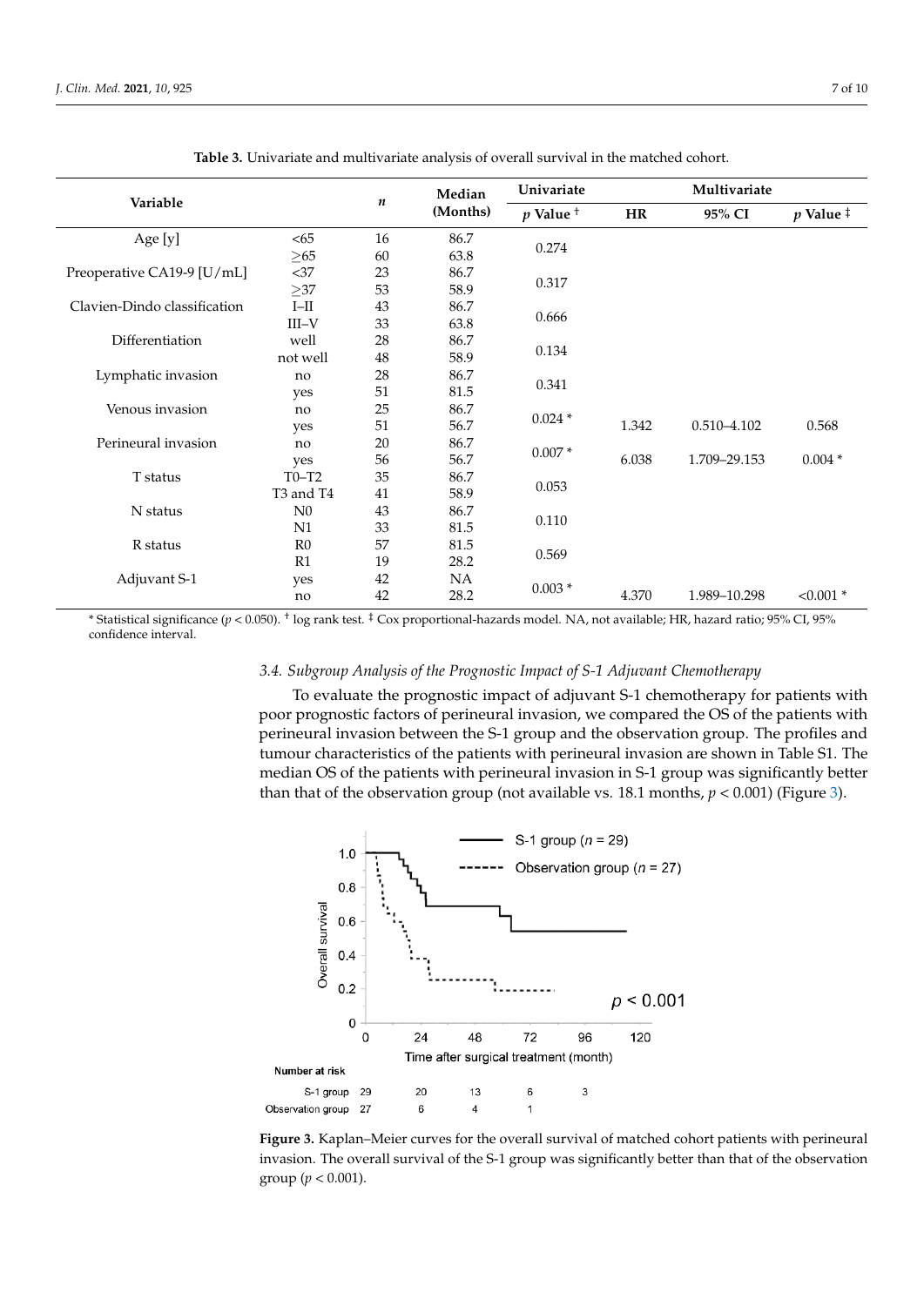**Table 3.** Univariate and multivariate analysis of overall survival in the matched cohort.

| Variable | | *n* | Median (Months) | Univariate | Multivariate | | |
|---|---|---|---|---|---|---|---|
| | | | | *p* Value † | HR | 95% CI | *p* Value ‡ |
| Age [y] | <65 | 16 | 86.7 | 0.274 | | | |
| | ≥65 | 60 | 63.8 | | | | |
| Preoperative CA19-9 [U/mL] | <37 | 23 | 86.7 | 0.317 | | | |
| | ≥37 | 53 | 58.9 | | | | |
| Clavien-Dindo classification | I–II | 43 | 86.7 | 0.666 | | | |
| | III–V | 33 | 63.8 | | | | |
| Differentiation | well | 28 | 86.7 | 0.134 | | | |
| | not well | 48 | 58.9 | | | | |
| Lymphatic invasion | no | 28 | 86.7 | 0.341 | | | |
| | yes | 51 | 81.5 | | | | |
| Venous invasion | no | 25 | 86.7 | 0.024 * | | | |
| | yes | 51 | 56.7 | | 1.342 | 0.510–4.102 | 0.568 |
| Perineural invasion | no | 20 | 86.7 | 0.007 * | | | |
| | yes | 56 | 56.7 | | 6.038 | 1.709–29.153 | 0.004 * |
| T status | T0–T2 | 35 | 86.7 | 0.053 | | | |
| | T3 and T4 | 41 | 58.9 | | | | |
| N status | N0 | 43 | 86.7 | 0.110 | | | |
| | N1 | 33 | 81.5 | | | | |
| R status | R0 | 57 | 81.5 | 0.569 | | | |
| | R1 | 19 | 28.2 | | | | |
| Adjuvant S-1 | yes | 42 | NA | 0.003 * | | | |
| | no | 42 | 28.2 | | 4.370 | 1.989–10.298 | <0.001 * |

\* Statistical significance ($p < 0.050$). † log rank test. ‡ Cox proportional-hazards model. NA, not available; HR, hazard ratio; 95% CI, 95% confidence interval.

### 3.4. Subgroup Analysis of the Prognostic Impact of S-1 Adjuvant Chemotherapy

To evaluate the prognostic impact of adjuvant S-1 chemotherapy for patients with poor prognostic factors of perineural invasion, we compared the OS of the patients with perineural invasion between the S-1 group and the observation group. The profiles and tumour characteristics of the patients with perineural invasion are shown in Table S1. The median OS of the patients with perineural invasion in S-1 group was significantly better than that of the observation group (not available vs. 18.1 months, $p < 0.001$) (Figure 3).

S-1 group ($n$ = 29)
Observation group ($n$ = 27)
Overall survival
1.0
0.8
0.6
0.4
0.2
0
$p$ < 0.001
0 24 48 72 96 120
Time after surgical treatment (month)
Number at risk
S-1 group 29 20 13 6 3
Observation group 27 6 4 1

**Figure 3.** Kaplan–Meier curves for the overall survival of matched cohort patients with perineural invasion. The overall survival of the S-1 group was significantly better than that of the observation group ($p < 0.001$).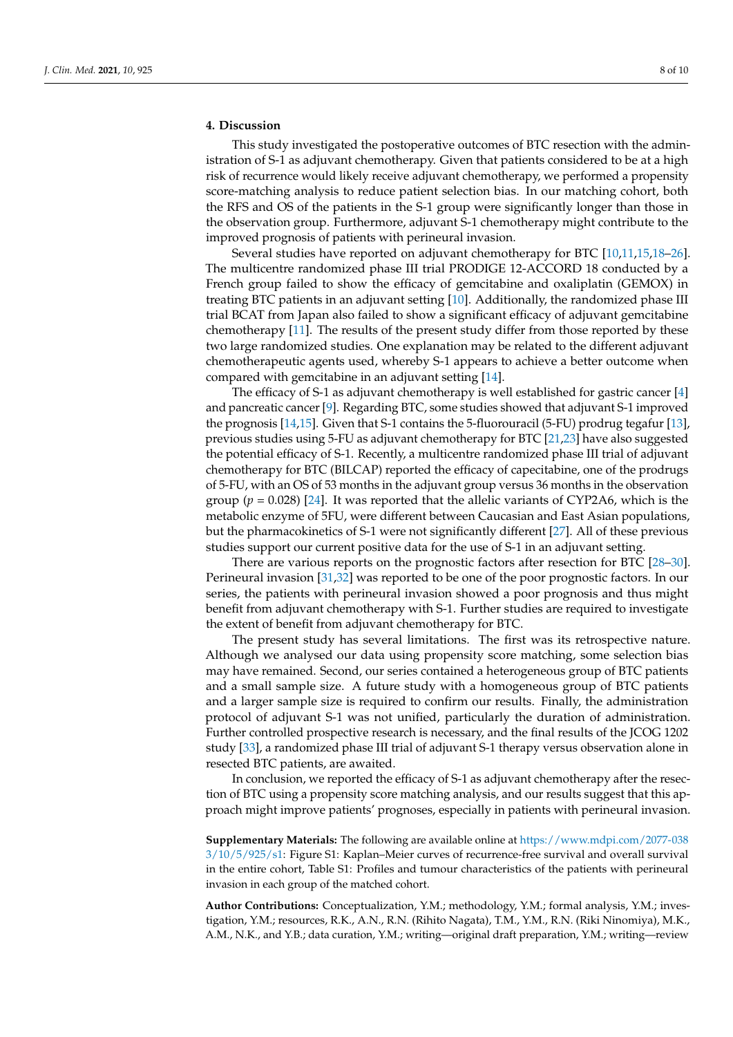## 4. Discussion

This study investigated the postoperative outcomes of BTC resection with the administration of S-1 as adjuvant chemotherapy. Given that patients considered to be at a high risk of recurrence would likely receive adjuvant chemotherapy, we performed a propensity score-matching analysis to reduce patient selection bias. In our matching cohort, both the RFS and OS of the patients in the S-1 group were significantly longer than those in the observation group. Furthermore, adjuvant S-1 chemotherapy might contribute to the improved prognosis of patients with perineural invasion.

Several studies have reported on adjuvant chemotherapy for BTC [10,11,15,18–26]. The multicentre randomized phase III trial PRODIGE 12-ACCORD 18 conducted by a French group failed to show the efficacy of gemcitabine and oxaliplatin (GEMOX) in treating BTC patients in an adjuvant setting [10]. Additionally, the randomized phase III trial BCAT from Japan also failed to show a significant efficacy of adjuvant gemcitabine chemotherapy [11]. The results of the present study differ from those reported by these two large randomized studies. One explanation may be related to the different adjuvant chemotherapeutic agents used, whereby S-1 appears to achieve a better outcome when compared with gemcitabine in an adjuvant setting [14].

The efficacy of S-1 as adjuvant chemotherapy is well established for gastric cancer [4] and pancreatic cancer [9]. Regarding BTC, some studies showed that adjuvant S-1 improved the prognosis [14,15]. Given that S-1 contains the 5-fluorouracil (5-FU) prodrug tegafur [13], previous studies using 5-FU as adjuvant chemotherapy for BTC [21,23] have also suggested the potential efficacy of S-1. Recently, a multicentre randomized phase III trial of adjuvant chemotherapy for BTC (BILCAP) reported the efficacy of capecitabine, one of the prodrugs of 5-FU, with an OS of 53 months in the adjuvant group versus 36 months in the observation group ($p = 0.028$) [24]. It was reported that the allelic variants of CYP2A6, which is the metabolic enzyme of 5FU, were different between Caucasian and East Asian populations, but the pharmacokinetics of S-1 were not significantly different [27]. All of these previous studies support our current positive data for the use of S-1 in an adjuvant setting.

There are various reports on the prognostic factors after resection for BTC [28–30]. Perineural invasion [31,32] was reported to be one of the poor prognostic factors. In our series, the patients with perineural invasion showed a poor prognosis and thus might benefit from adjuvant chemotherapy with S-1. Further studies are required to investigate the extent of benefit from adjuvant chemotherapy for BTC.

The present study has several limitations. The first was its retrospective nature. Although we analysed our data using propensity score matching, some selection bias may have remained. Second, our series contained a heterogeneous group of BTC patients and a small sample size. A future study with a homogeneous group of BTC patients and a larger sample size is required to confirm our results. Finally, the administration protocol of adjuvant S-1 was not unified, particularly the duration of administration. Further controlled prospective research is necessary, and the final results of the JCOG 1202 study [33], a randomized phase III trial of adjuvant S-1 therapy versus observation alone in resected BTC patients, are awaited.

In conclusion, we reported the efficacy of S-1 as adjuvant chemotherapy after the resection of BTC using a propensity score matching analysis, and our results suggest that this approach might improve patients' prognoses, especially in patients with perineural invasion.

**Supplementary Materials:** The following are available online at https://www.mdpi.com/2077-0383/10/5/925/s1: Figure S1: Kaplan–Meier curves of recurrence-free survival and overall survival in the entire cohort, Table S1: Profiles and tumour characteristics of the patients with perineural invasion in each group of the matched cohort.

**Author Contributions:** Conceptualization, Y.M.; methodology, Y.M.; formal analysis, Y.M.; investigation, Y.M.; resources, R.K., A.N., R.N. (Rihito Nagata), T.M., Y.M., R.N. (Riki Ninomiya), M.K., A.M., N.K., and Y.B.; data curation, Y.M.; writing—original draft preparation, Y.M.; writing—review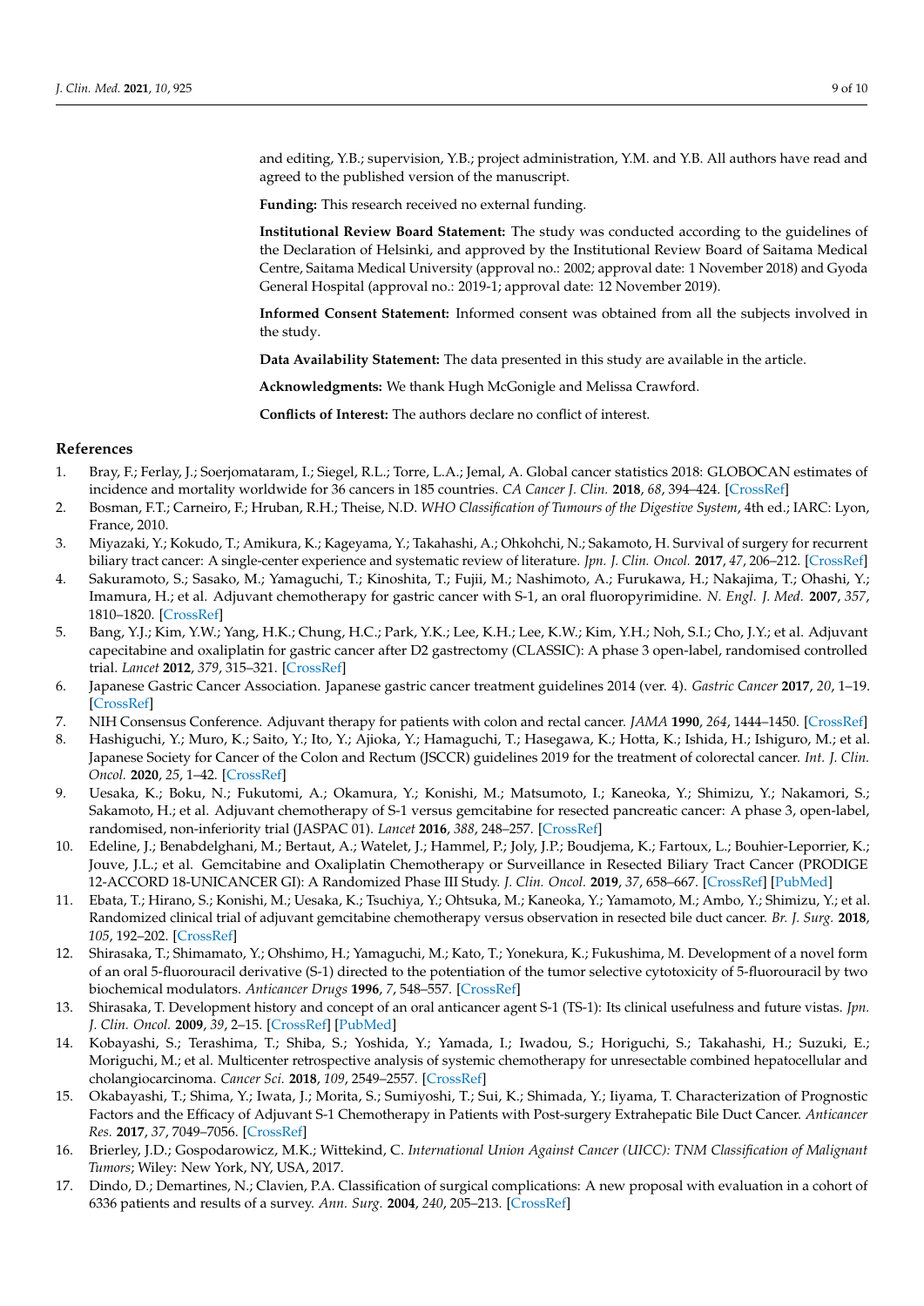and editing, Y.B.; supervision, Y.B.; project administration, Y.M. and Y.B. All authors have read and agreed to the published version of the manuscript.

**Funding:** This research received no external funding.

**Institutional Review Board Statement:** The study was conducted according to the guidelines of the Declaration of Helsinki, and approved by the Institutional Review Board of Saitama Medical Centre, Saitama Medical University (approval no.: 2002; approval date: 1 November 2018) and Gyoda General Hospital (approval no.: 2019-1; approval date: 12 November 2019).

**Informed Consent Statement:** Informed consent was obtained from all the subjects involved in the study.

**Data Availability Statement:** The data presented in this study are available in the article.

**Acknowledgments:** We thank Hugh McGonigle and Melissa Crawford.

**Conflicts of Interest:** The authors declare no conflict of interest.

## References

1. Bray, F.; Ferlay, J.; Soerjomataram, I.; Siegel, R.L.; Torre, L.A.; Jemal, A. Global cancer statistics 2018: GLOBOCAN estimates of incidence and mortality worldwide for 36 cancers in 185 countries. *CA Cancer J. Clin.* **2018**, *68*, 394–424. [CrossRef]
2. Bosman, F.T.; Carneiro, F.; Hruban, R.H.; Theise, N.D. *WHO Classification of Tumours of the Digestive System*, 4th ed.; IARC: Lyon, France, 2010.
3. Miyazaki, Y.; Kokudo, T.; Amikura, K.; Kageyama, Y.; Takahashi, A.; Ohkohchi, N.; Sakamoto, H. Survival of surgery for recurrent biliary tract cancer: A single-center experience and systematic review of literature. *Jpn. J. Clin. Oncol.* **2017**, *47*, 206–212. [CrossRef]
4. Sakuramoto, S.; Sasako, M.; Yamaguchi, T.; Kinoshita, T.; Fujii, M.; Nashimoto, A.; Furukawa, H.; Nakajima, T.; Ohashi, Y.; Imamura, H.; et al. Adjuvant chemotherapy for gastric cancer with S-1, an oral fluoropyrimidine. *N. Engl. J. Med.* **2007**, *357*, 1810–1820. [CrossRef]
5. Bang, Y.J.; Kim, Y.W.; Yang, H.K.; Chung, H.C.; Park, Y.K.; Lee, K.H.; Lee, K.W.; Kim, Y.H.; Noh, S.I.; Cho, J.Y.; et al. Adjuvant capecitabine and oxaliplatin for gastric cancer after D2 gastrectomy (CLASSIC): A phase 3 open-label, randomised controlled trial. *Lancet* **2012**, *379*, 315–321. [CrossRef]
6. Japanese Gastric Cancer Association. Japanese gastric cancer treatment guidelines 2014 (ver. 4). *Gastric Cancer* **2017**, *20*, 1–19. [CrossRef]
7. NIH Consensus Conference. Adjuvant therapy for patients with colon and rectal cancer. *JAMA* **1990**, *264*, 1444–1450. [CrossRef]
8. Hashiguchi, Y.; Muro, K.; Saito, Y.; Ito, Y.; Ajioka, Y.; Hamaguchi, T.; Hasegawa, K.; Hotta, K.; Ishida, H.; Ishiguro, M.; et al. Japanese Society for Cancer of the Colon and Rectum (JSCCR) guidelines 2019 for the treatment of colorectal cancer. *Int. J. Clin. Oncol.* **2020**, *25*, 1–42. [CrossRef]
9. Uesaka, K.; Boku, N.; Fukutomi, A.; Okamura, Y.; Konishi, M.; Matsumoto, I.; Kaneoka, Y.; Shimizu, Y.; Nakamori, S.; Sakamoto, H.; et al. Adjuvant chemotherapy of S-1 versus gemcitabine for resected pancreatic cancer: A phase 3, open-label, randomised, non-inferiority trial (JASPAC 01). *Lancet* **2016**, *388*, 248–257. [CrossRef]
10. Edeline, J.; Benabdelghani, M.; Bertaut, A.; Watelet, J.; Hammel, P.; Joly, J.P.; Boudjema, K.; Fartoux, L.; Bouhier-Leporrier, K.; Jouve, J.L.; et al. Gemcitabine and Oxaliplatin Chemotherapy or Surveillance in Resected Biliary Tract Cancer (PRODIGE 12-ACCORD 18-UNICANCER GI): A Randomized Phase III Study. *J. Clin. Oncol.* **2019**, *37*, 658–667. [CrossRef] [PubMed]
11. Ebata, T.; Hirano, S.; Konishi, M.; Uesaka, K.; Tsuchiya, Y.; Ohtsuka, M.; Kaneoka, Y.; Yamamoto, M.; Ambo, Y.; Shimizu, Y.; et al. Randomized clinical trial of adjuvant gemcitabine chemotherapy versus observation in resected bile duct cancer. *Br. J. Surg.* **2018**, *105*, 192–202. [CrossRef]
12. Shirasaka, T.; Shimamato, Y.; Ohshimo, H.; Yamaguchi, M.; Kato, T.; Yonekura, K.; Fukushima, M. Development of a novel form of an oral 5-fluorouracil derivative (S-1) directed to the potentiation of the tumor selective cytotoxicity of 5-fluorouracil by two biochemical modulators. *Anticancer Drugs* **1996**, *7*, 548–557. [CrossRef]
13. Shirasaka, T. Development history and concept of an oral anticancer agent S-1 (TS-1): Its clinical usefulness and future vistas. *Jpn. J. Clin. Oncol.* **2009**, *39*, 2–15. [CrossRef] [PubMed]
14. Kobayashi, S.; Terashima, T.; Shiba, S.; Yoshida, Y.; Yamada, I.; Iwadou, S.; Horiguchi, S.; Takahashi, H.; Suzuki, E.; Moriguchi, M.; et al. Multicenter retrospective analysis of systemic chemotherapy for unresectable combined hepatocellular and cholangiocarcinoma. *Cancer Sci.* **2018**, *109*, 2549–2557. [CrossRef]
15. Okabayashi, T.; Shima, Y.; Iwata, J.; Morita, S.; Sumiyoshi, T.; Sui, K.; Shimada, Y.; Iiyama, T. Characterization of Prognostic Factors and the Efficacy of Adjuvant S-1 Chemotherapy in Patients with Post-surgery Extrahepatic Bile Duct Cancer. *Anticancer Res.* **2017**, *37*, 7049–7056. [CrossRef]
16. Brierley, J.D.; Gospodarowicz, M.K.; Wittekind, C. *International Union Against Cancer (UICC): TNM Classification of Malignant Tumors*; Wiley: New York, NY, USA, 2017.
17. Dindo, D.; Demartines, N.; Clavien, P.A. Classification of surgical complications: A new proposal with evaluation in a cohort of 6336 patients and results of a survey. *Ann. Surg.* **2004**, *240*, 205–213. [CrossRef]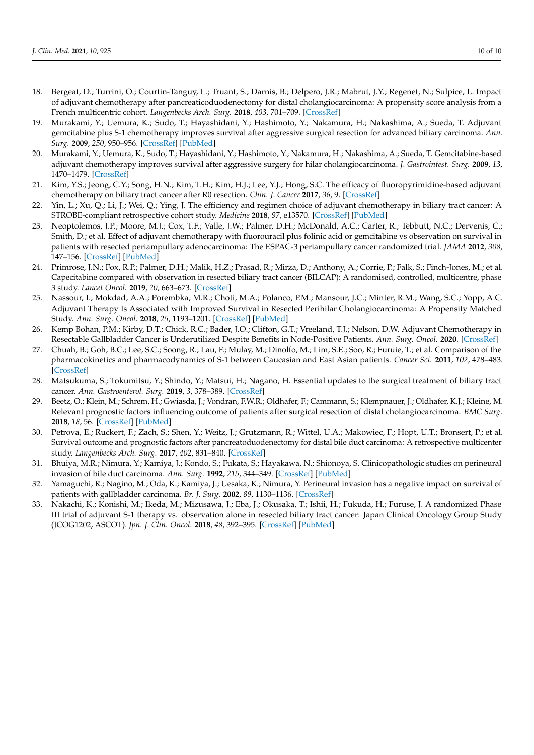18. Bergeat, D.; Turrini, O.; Courtin-Tanguy, L.; Truant, S.; Darnis, B.; Delpero, J.R.; Mabrut, J.Y.; Regenet, N.; Sulpice, L. Impact of adjuvant chemotherapy after pancreaticoduodenectomy for distal cholangiocarcinoma: A propensity score analysis from a French multicentric cohort. *Langenbecks Arch. Surg.* **2018**, *403*, 701–709. [CrossRef]
19. Murakami, Y.; Uemura, K.; Sudo, T.; Hayashidani, Y.; Hashimoto, Y.; Nakamura, H.; Nakashima, A.; Sueda, T. Adjuvant gemcitabine plus S-1 chemotherapy improves survival after aggressive surgical resection for advanced biliary carcinoma. *Ann. Surg.* **2009**, *250*, 950–956. [CrossRef] [PubMed]
20. Murakami, Y.; Uemura, K.; Sudo, T.; Hayashidani, Y.; Hashimoto, Y.; Nakamura, H.; Nakashima, A.; Sueda, T. Gemcitabine-based adjuvant chemotherapy improves survival after aggressive surgery for hilar cholangiocarcinoma. *J. Gastrointest. Surg.* **2009**, *13*, 1470–1479. [CrossRef]
21. Kim, Y.S.; Jeong, C.Y.; Song, H.N.; Kim, T.H.; Kim, H.J.; Lee, Y.J.; Hong, S.C. The efficacy of fluoropyrimidine-based adjuvant chemotherapy on biliary tract cancer after R0 resection. *Chin. J. Cancer* **2017**, *36*, 9. [CrossRef]
22. Yin, L.; Xu, Q.; Li, J.; Wei, Q.; Ying, J. The efficiency and regimen choice of adjuvant chemotherapy in biliary tract cancer: A STROBE-compliant retrospective cohort study. *Medicine* **2018**, *97*, e13570. [CrossRef] [PubMed]
23. Neoptolemos, J.P.; Moore, M.J.; Cox, T.F.; Valle, J.W.; Palmer, D.H.; McDonald, A.C.; Carter, R.; Tebbutt, N.C.; Dervenis, C.; Smith, D.; et al. Effect of adjuvant chemotherapy with fluorouracil plus folinic acid or gemcitabine vs observation on survival in patients with resected periampullary adenocarcinoma: The ESPAC-3 periampullary cancer randomized trial. *JAMA* **2012**, *308*, 147–156. [CrossRef] [PubMed]
24. Primrose, J.N.; Fox, R.P.; Palmer, D.H.; Malik, H.Z.; Prasad, R.; Mirza, D.; Anthony, A.; Corrie, P.; Falk, S.; Finch-Jones, M.; et al. Capecitabine compared with observation in resected biliary tract cancer (BILCAP): A randomised, controlled, multicentre, phase 3 study. *Lancet Oncol.* **2019**, *20*, 663–673. [CrossRef]
25. Nassour, I.; Mokdad, A.A.; Porembka, M.R.; Choti, M.A.; Polanco, P.M.; Mansour, J.C.; Minter, R.M.; Wang, S.C.; Yopp, A.C. Adjuvant Therapy Is Associated with Improved Survival in Resected Perihilar Cholangiocarcinoma: A Propensity Matched Study. *Ann. Surg. Oncol.* **2018**, *25*, 1193–1201. [CrossRef] [PubMed]
26. Kemp Bohan, P.M.; Kirby, D.T.; Chick, R.C.; Bader, J.O.; Clifton, G.T.; Vreeland, T.J.; Nelson, D.W. Adjuvant Chemotherapy in Resectable Gallbladder Cancer is Underutilized Despite Benefits in Node-Positive Patients. *Ann. Surg. Oncol.* **2020**. [CrossRef]
27. Chuah, B.; Goh, B.C.; Lee, S.C.; Soong, R.; Lau, F.; Mulay, M.; Dinolfo, M.; Lim, S.E.; Soo, R.; Furuie, T.; et al. Comparison of the pharmacokinetics and pharmacodynamics of S-1 between Caucasian and East Asian patients. *Cancer Sci.* **2011**, *102*, 478–483. [CrossRef]
28. Matsukuma, S.; Tokumitsu, Y.; Shindo, Y.; Matsui, H.; Nagano, H. Essential updates to the surgical treatment of biliary tract cancer. *Ann. Gastroenterol. Surg.* **2019**, *3*, 378–389. [CrossRef]
29. Beetz, O.; Klein, M.; Schrem, H.; Gwiasda, J.; Vondran, F.W.R.; Oldhafer, F.; Cammann, S.; Klempnauer, J.; Oldhafer, K.J.; Kleine, M. Relevant prognostic factors influencing outcome of patients after surgical resection of distal cholangiocarcinoma. *BMC Surg.* **2018**, *18*, 56. [CrossRef] [PubMed]
30. Petrova, E.; Ruckert, F.; Zach, S.; Shen, Y.; Weitz, J.; Grutzmann, R.; Wittel, U.A.; Makowiec, F.; Hopt, U.T.; Bronsert, P.; et al. Survival outcome and prognostic factors after pancreatoduodenectomy for distal bile duct carcinoma: A retrospective multicenter study. *Langenbecks Arch. Surg.* **2017**, *402*, 831–840. [CrossRef]
31. Bhuiya, M.R.; Nimura, Y.; Kamiya, J.; Kondo, S.; Fukata, S.; Hayakawa, N.; Shionoya, S. Clinicopathologic studies on perineural invasion of bile duct carcinoma. *Ann. Surg.* **1992**, *215*, 344–349. [CrossRef] [PubMed]
32. Yamaguchi, R.; Nagino, M.; Oda, K.; Kamiya, J.; Uesaka, K.; Nimura, Y. Perineural invasion has a negative impact on survival of patients with gallbladder carcinoma. *Br. J. Surg.* **2002**, *89*, 1130–1136. [CrossRef]
33. Nakachi, K.; Konishi, M.; Ikeda, M.; Mizusawa, J.; Eba, J.; Okusaka, T.; Ishii, H.; Fukuda, H.; Furuse, J. A randomized Phase III trial of adjuvant S-1 therapy vs. observation alone in resected biliary tract cancer: Japan Clinical Oncology Group Study (JCOG1202, ASCOT). *Jpn. J. Clin. Oncol.* **2018**, *48*, 392–395. [CrossRef] [PubMed]